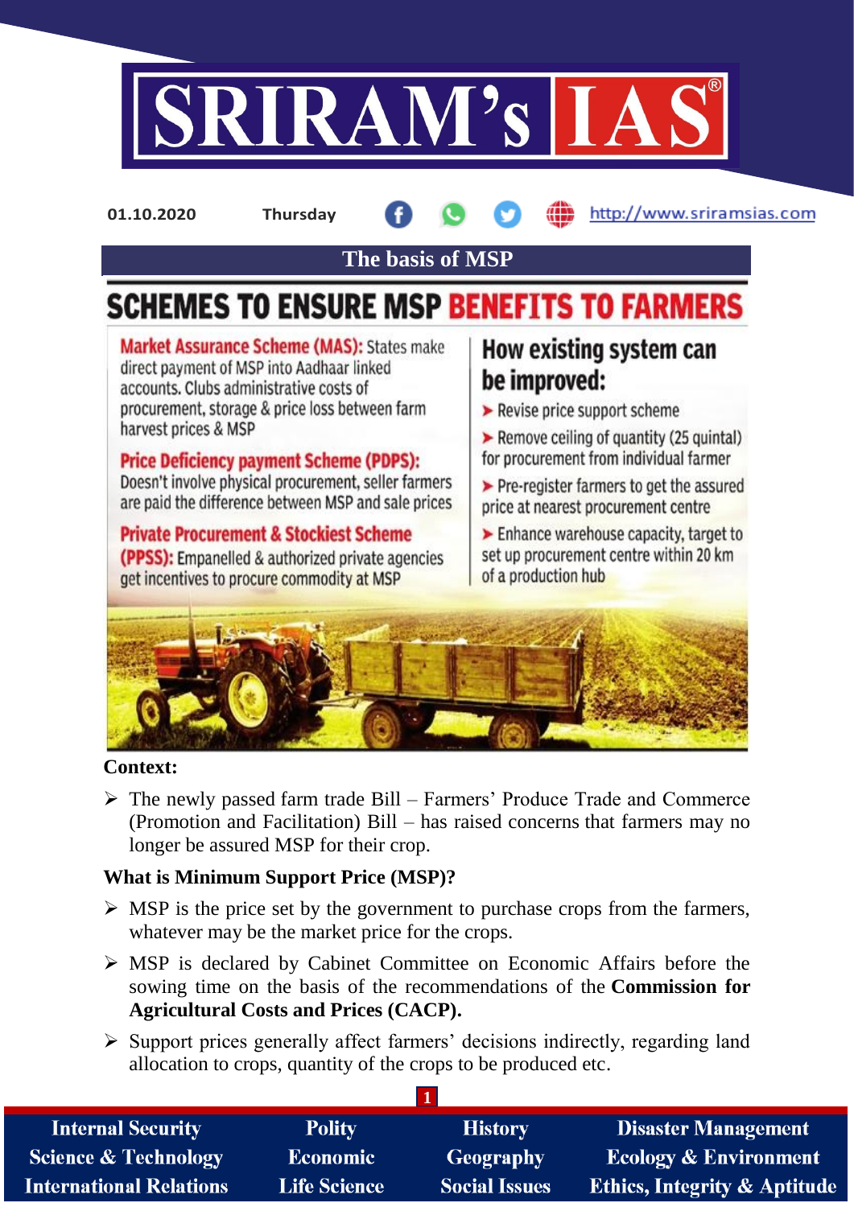01.10.2020 Thursday http://www.sriramsias.com

# The basis of MSP

## SCHEMES TO ENSURE MSP BENEFITS TO FARMERS

**Market Assurance Scheme (MAS):** States make direct payment of MSP into Aadhaar linked accounts. Clubs administrative costs of procurement, storage & price loss between farm harvest prices & MSP

**Price Deficiency payment Scheme (PDPS):** Doesn't involve physical procurement, seller farmers are paid the difference between MSP and sale prices

**Private Procurement & Stockiest Scheme (PPSS):** Empanelled & authorized private agencies get incentives to procure commodity at MSP

**How existing system can be improved:**

- Revise price support scheme
- Remove ceiling of quantity (25 quintal) for procurement from individual farmer
- Pre-register farmers to get the assured price at nearest procurement centre
- Enhance warehouse capacity, target to set up procurement centre within 20 km of a production hub

**Context:**

- The newly passed farm trade Bill – Farmers' Produce Trade and Commerce (Promotion and Facilitation) Bill – has raised concerns that farmers may no longer be assured MSP for their crop.

**What is Minimum Support Price (MSP)?**

- MSP is the price set by the government to purchase crops from the farmers, whatever may be the market price for the crops.
- MSP is declared by Cabinet Committee on Economic Affairs before the sowing time on the basis of the recommendations of the **Commission for Agricultural Costs and Prices (CACP).**
- Support prices generally affect farmers' decisions indirectly, regarding land allocation to crops, quantity of the crops to be produced etc.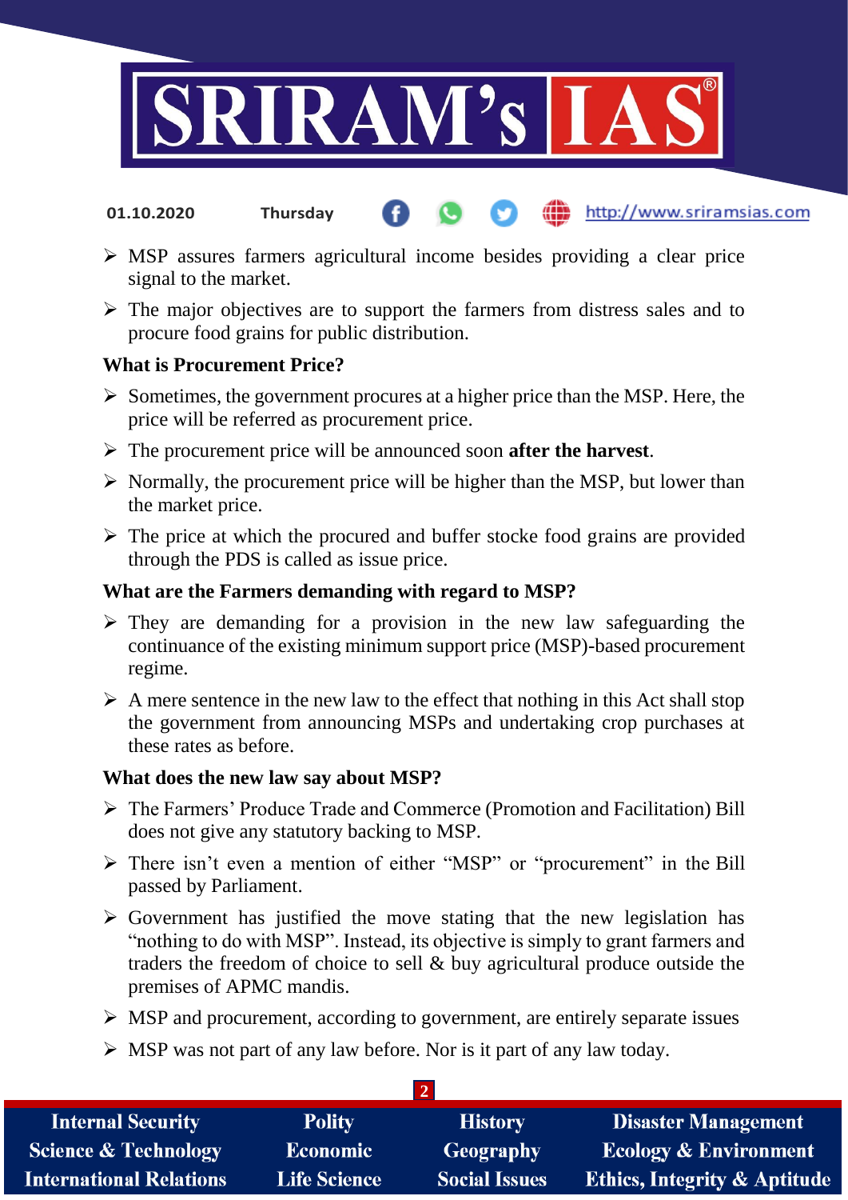- MSP assures farmers agricultural income besides providing a clear price signal to the market.
- The major objectives are to support the farmers from distress sales and to procure food grains for public distribution.

**What is Procurement Price?**

- Sometimes, the government procures at a higher price than the MSP. Here, the price will be referred as procurement price.
- The procurement price will be announced soon **after the harvest**.
- Normally, the procurement price will be higher than the MSP, but lower than the market price.
- The price at which the procured and buffer stocke food grains are provided through the PDS is called as issue price.

**What are the Farmers demanding with regard to MSP?**

- They are demanding for a provision in the new law safeguarding the continuance of the existing minimum support price (MSP)-based procurement regime.
- A mere sentence in the new law to the effect that nothing in this Act shall stop the government from announcing MSPs and undertaking crop purchases at these rates as before.

**What does the new law say about MSP?**

- The Farmers' Produce Trade and Commerce (Promotion and Facilitation) Bill does not give any statutory backing to MSP.
- There isn't even a mention of either "MSP" or "procurement" in the Bill passed by Parliament.
- Government has justified the move stating that the new legislation has "nothing to do with MSP". Instead, its objective is simply to grant farmers and traders the freedom of choice to sell & buy agricultural produce outside the premises of APMC mandis.
- MSP and procurement, according to government, are entirely separate issues
- MSP was not part of any law before. Nor is it part of any law today.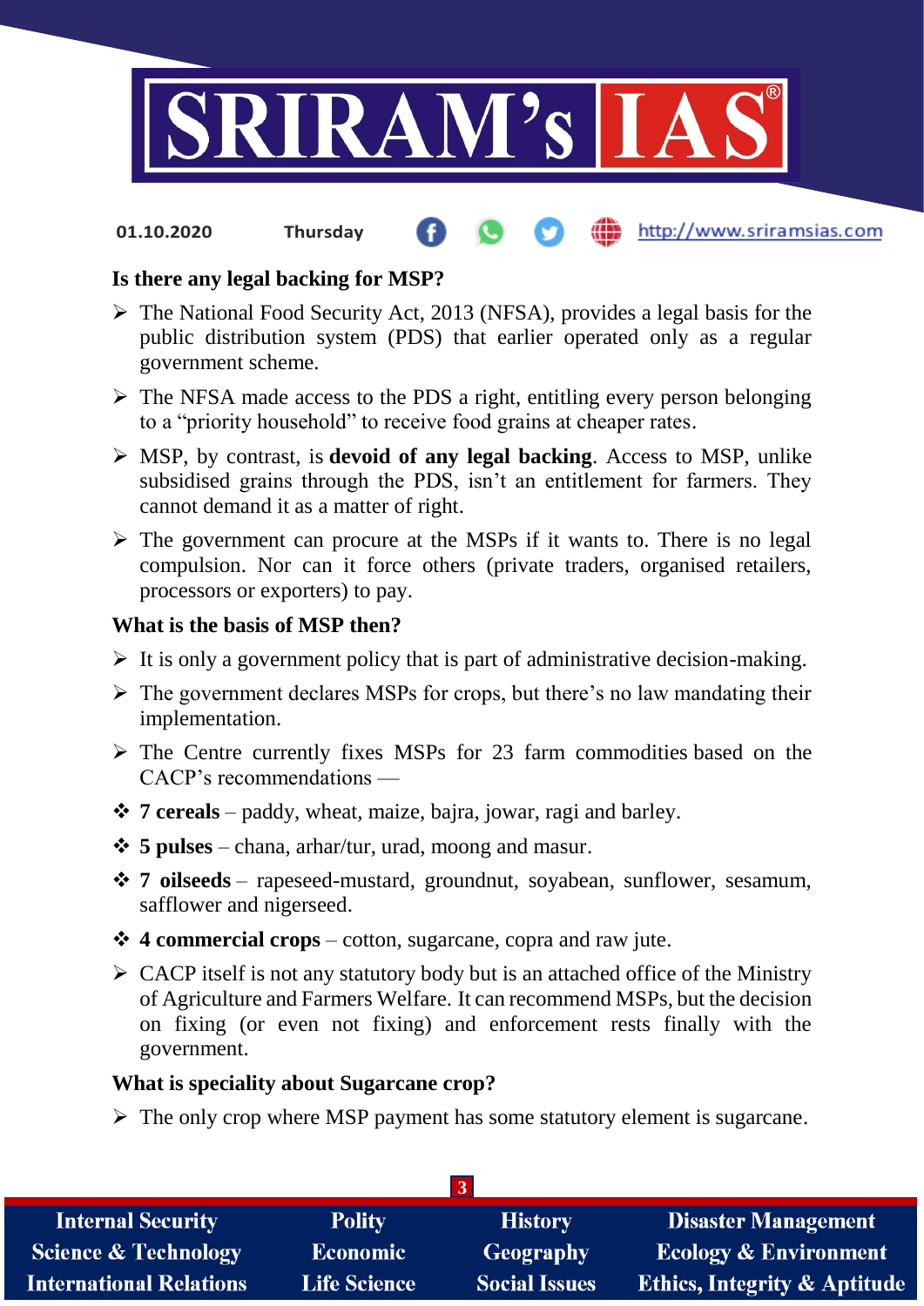### Is there any legal backing for MSP?

- The National Food Security Act, 2013 (NFSA), provides a legal basis for the public distribution system (PDS) that earlier operated only as a regular government scheme.
- The NFSA made access to the PDS a right, entitling every person belonging to a "priority household" to receive food grains at cheaper rates.
- MSP, by contrast, is **devoid of any legal backing**. Access to MSP, unlike subsidised grains through the PDS, isn't an entitlement for farmers. They cannot demand it as a matter of right.
- The government can procure at the MSPs if it wants to. There is no legal compulsion. Nor can it force others (private traders, organised retailers, processors or exporters) to pay.

### What is the basis of MSP then?

- It is only a government policy that is part of administrative decision-making.
- The government declares MSPs for crops, but there's no law mandating their implementation.
- The Centre currently fixes MSPs for 23 farm commodities based on the CACP's recommendations —
  - **7 cereals** – paddy, wheat, maize, bajra, jowar, ragi and barley.
  - **5 pulses** – chana, arhar/tur, urad, moong and masur.
  - **7 oilseeds** – rapeseed-mustard, groundnut, soyabean, sunflower, sesamum, safflower and nigerseed.
  - **4 commercial crops** – cotton, sugarcane, copra and raw jute.
- CACP itself is not any statutory body but is an attached office of the Ministry of Agriculture and Farmers Welfare. It can recommend MSPs, but the decision on fixing (or even not fixing) and enforcement rests finally with the government.

### What is speciality about Sugarcane crop?

- The only crop where MSP payment has some statutory element is sugarcane.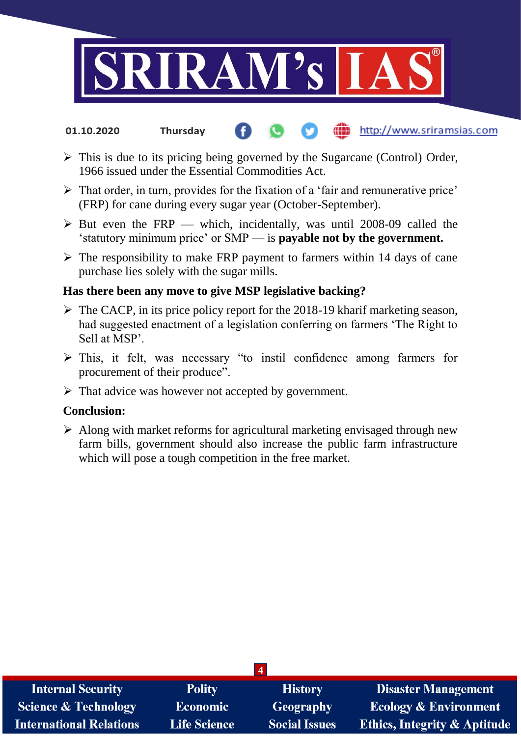- This is due to its pricing being governed by the Sugarcane (Control) Order, 1966 issued under the Essential Commodities Act.
- That order, in turn, provides for the fixation of a 'fair and remunerative price' (FRP) for cane during every sugar year (October-September).
- But even the FRP — which, incidentally, was until 2008-09 called the 'statutory minimum price' or SMP — is **payable not by the government.**
- The responsibility to make FRP payment to farmers within 14 days of cane purchase lies solely with the sugar mills.

**Has there been any move to give MSP legislative backing?**

- The CACP, in its price policy report for the 2018-19 kharif marketing season, had suggested enactment of a legislation conferring on farmers 'The Right to Sell at MSP'.
- This, it felt, was necessary "to instil confidence among farmers for procurement of their produce".
- That advice was however not accepted by government.

**Conclusion:**

- Along with market reforms for agricultural marketing envisaged through new farm bills, government should also increase the public farm infrastructure which will pose a tough competition in the free market.